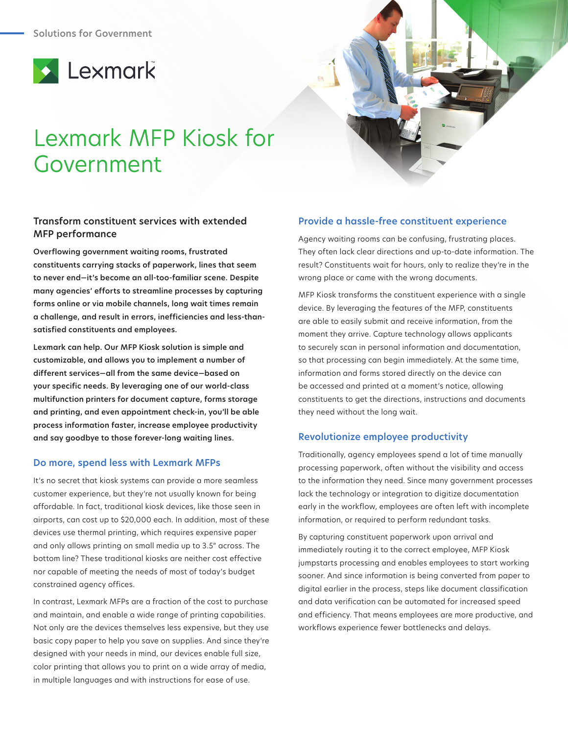Solutions for Government

Lexmark

# Lexmark MFP Kiosk for Government

## Transform constituent services with extended MFP performance

**Overflowing government waiting rooms, frustrated constituents carrying stacks of paperwork, lines that seem to never end—it's become an all-too-familiar scene. Despite many agencies' efforts to streamline processes by capturing forms online or via mobile channels, long wait times remain a challenge, and result in errors, inefficiencies and less-than-satisfied constituents and employees.**

**Lexmark can help. Our MFP Kiosk solution is simple and customizable, and allows you to implement a number of different services—all from the same device—based on your specific needs. By leveraging one of our world-class multifunction printers for document capture, forms storage and printing, and even appointment check-in, you'll be able process information faster, increase employee productivity and say goodbye to those forever-long waiting lines.**

### Do more, spend less with Lexmark MFPs

It's no secret that kiosk systems can provide a more seamless customer experience, but they're not usually known for being affordable. In fact, traditional kiosk devices, like those seen in airports, can cost up to $20,000 each. In addition, most of these devices use thermal printing, which requires expensive paper and only allows printing on small media up to 3.5" across. The bottom line? These traditional kiosks are neither cost effective nor capable of meeting the needs of most of today's budget constrained agency offices.

In contrast, Lexmark MFPs are a fraction of the cost to purchase and maintain, and enable a wide range of printing capabilities. Not only are the devices themselves less expensive, but they use basic copy paper to help you save on supplies. And since they're designed with your needs in mind, our devices enable full size, color printing that allows you to print on a wide array of media, in multiple languages and with instructions for ease of use.

### Provide a hassle-free constituent experience

Agency waiting rooms can be confusing, frustrating places. They often lack clear directions and up-to-date information. The result? Constituents wait for hours, only to realize they're in the wrong place or came with the wrong documents.

MFP Kiosk transforms the constituent experience with a single device. By leveraging the features of the MFP, constituents are able to easily submit and receive information, from the moment they arrive. Capture technology allows applicants to securely scan in personal information and documentation, so that processing can begin immediately. At the same time, information and forms stored directly on the device can be accessed and printed at a moment's notice, allowing constituents to get the directions, instructions and documents they need without the long wait.

### Revolutionize employee productivity

Traditionally, agency employees spend a lot of time manually processing paperwork, often without the visibility and access to the information they need. Since many government processes lack the technology or integration to digitize documentation early in the workflow, employees are often left with incomplete information, or required to perform redundant tasks.

By capturing constituent paperwork upon arrival and immediately routing it to the correct employee, MFP Kiosk jumpstarts processing and enables employees to start working sooner. And since information is being converted from paper to digital earlier in the process, steps like document classification and data verification can be automated for increased speed and efficiency. That means employees are more productive, and workflows experience fewer bottlenecks and delays.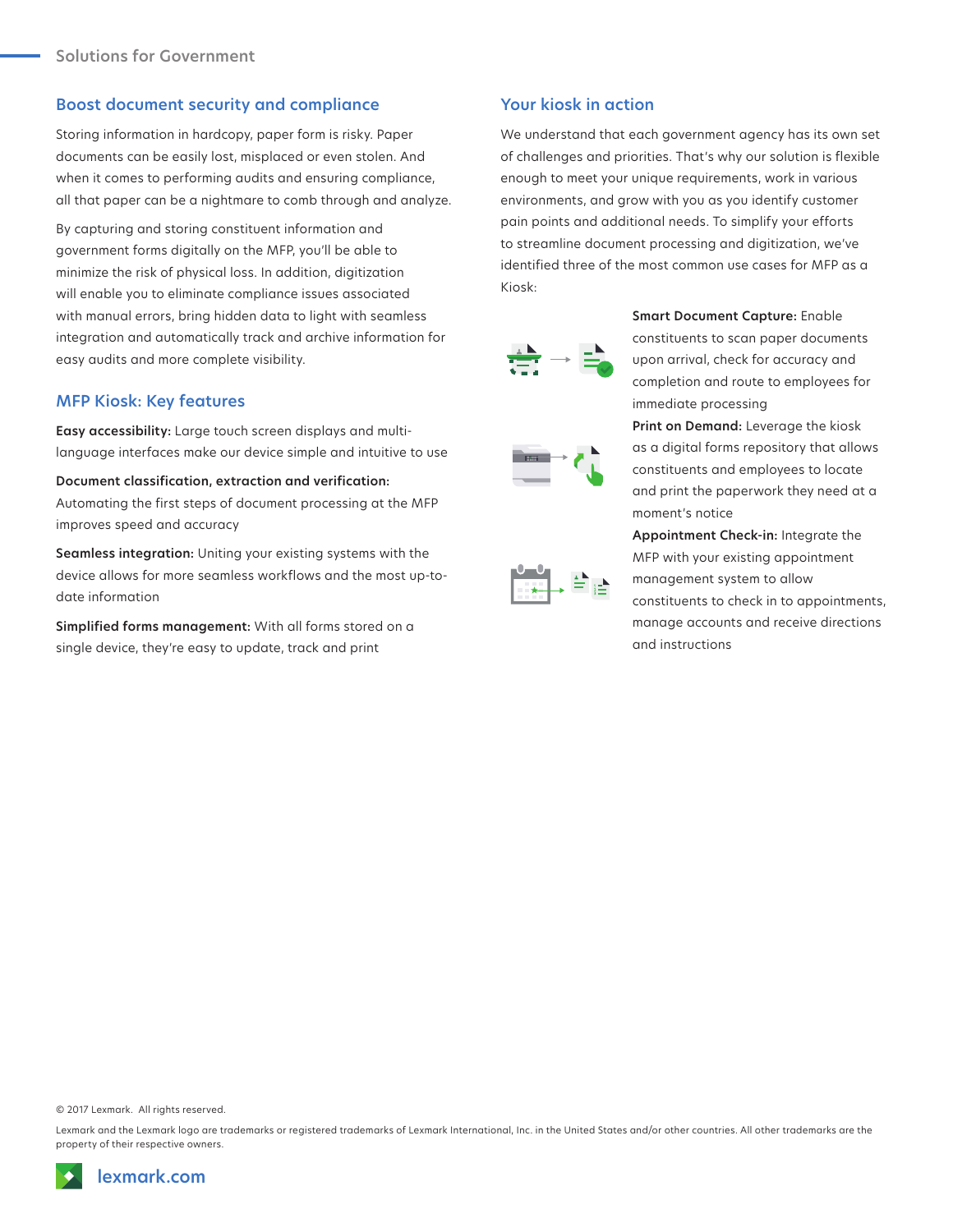## Boost document security and compliance

Storing information in hardcopy, paper form is risky. Paper documents can be easily lost, misplaced or even stolen. And when it comes to performing audits and ensuring compliance, all that paper can be a nightmare to comb through and analyze.

By capturing and storing constituent information and government forms digitally on the MFP, you'll be able to minimize the risk of physical loss. In addition, digitization will enable you to eliminate compliance issues associated with manual errors, bring hidden data to light with seamless integration and automatically track and archive information for easy audits and more complete visibility.

## MFP Kiosk: Key features

**Easy accessibility:** Large touch screen displays and multi-language interfaces make our device simple and intuitive to use

**Document classification, extraction and verification:** Automating the first steps of document processing at the MFP improves speed and accuracy

**Seamless integration:** Uniting your existing systems with the device allows for more seamless workflows and the most up-to-date information

**Simplified forms management:** With all forms stored on a single device, they're easy to update, track and print

## Your kiosk in action

We understand that each government agency has its own set of challenges and priorities. That's why our solution is flexible enough to meet your unique requirements, work in various environments, and grow with you as you identify customer pain points and additional needs. To simplify your efforts to streamline document processing and digitization, we've identified three of the most common use cases for MFP as a Kiosk:

**Smart Document Capture:** Enable constituents to scan paper documents upon arrival, check for accuracy and completion and route to employees for immediate processing

**Print on Demand:** Leverage the kiosk as a digital forms repository that allows constituents and employees to locate and print the paperwork they need at a moment's notice

**Appointment Check-in:** Integrate the MFP with your existing appointment management system to allow constituents to check in to appointments, manage accounts and receive directions and instructions

© 2017 Lexmark. All rights reserved.

Lexmark and the Lexmark logo are trademarks or registered trademarks of Lexmark International, Inc. in the United States and/or other countries. All other trademarks are the property of their respective owners.

lexmark.com